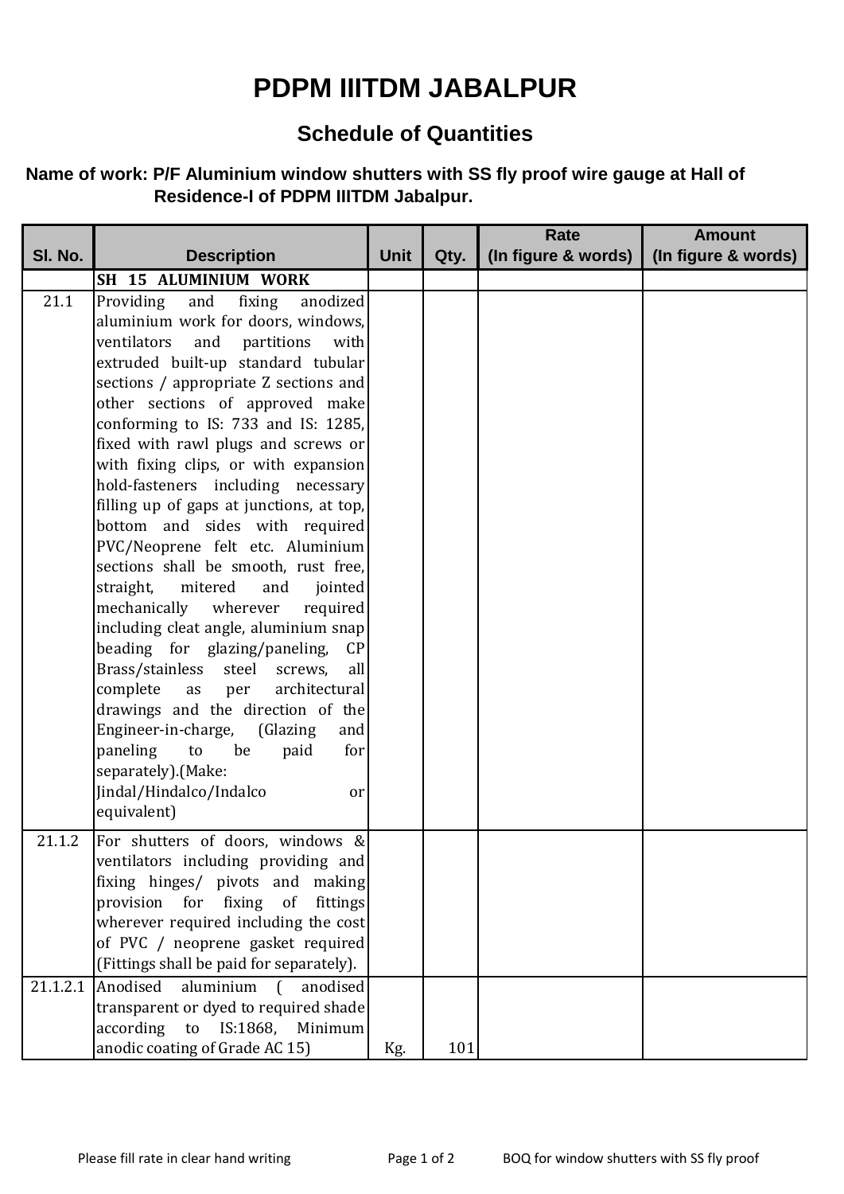# PDPM IIITDM JABALPUR

## Schedule of Quantities

**Name of work: P/F Aluminium window shutters with SS fly proof wire gauge at Hall of Residence-I of PDPM IIITDM Jabalpur.**

| Sl. No. | Description | Unit | Qty. | Rate (In figure & words) | Amount (In figure & words) |
|---|---|---|---|---|---|
| | **SH 15 ALUMINIUM WORK** | | | | |
| 21.1 | Providing and fixing anodized aluminium work for doors, windows, ventilators and partitions with extruded built-up standard tubular sections / appropriate Z sections and other sections of approved make conforming to IS: 733 and IS: 1285, fixed with rawl plugs and screws or with fixing clips, or with expansion hold-fasteners including necessary filling up of gaps at junctions, at top, bottom and sides with required PVC/Neoprene felt etc. Aluminium sections shall be smooth, rust free, straight, mitered and jointed mechanically wherever required including cleat angle, aluminium snap beading for glazing/paneling, CP Brass/stainless steel screws, all complete as per architectural drawings and the direction of the Engineer-in-charge, (Glazing and paneling to be paid for separately).(Make: Jindal/Hindalco/Indalco or equivalent) | | | | |
| 21.1.2 | For shutters of doors, windows & ventilators including providing and fixing hinges/ pivots and making provision for fixing of fittings wherever required including the cost of PVC / neoprene gasket required (Fittings shall be paid for separately). | | | | |
| 21.1.2.1 | Anodised aluminium ( anodised transparent or dyed to required shade according to IS:1868, Minimum anodic coating of Grade AC 15) | Kg. | 101 | | |

Please fill rate in clear hand writing

BOQ for window shutters with SS fly proof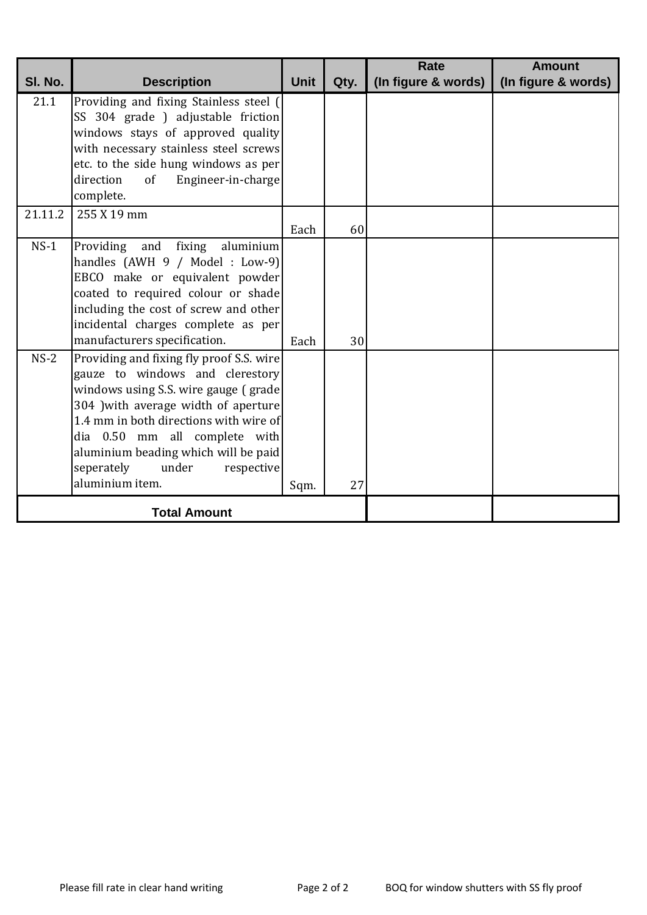| Sl. No. | Description | Unit | Qty. | Rate (In figure & words) | Amount (In figure & words) |
|---|---|---|---|---|---|
| 21.1 | Providing and fixing Stainless steel ( SS 304 grade ) adjustable friction windows stays of approved quality with necessary stainless steel screws etc. to the side hung windows as per direction of Engineer-in-charge complete. | | | | |
| 21.11.2 | 255 X 19 mm | Each | 60 | | |
| NS-1 | Providing and fixing aluminium handles (AWH 9 / Model : Low-9) EBCO make or equivalent powder coated to required colour or shade including the cost of screw and other incidental charges complete as per manufacturers specification. | Each | 30 | | |
| NS-2 | Providing and fixing fly proof S.S. wire gauze to windows and clerestory windows using S.S. wire gauge ( grade 304 )with average width of aperture 1.4 mm in both directions with wire of dia 0.50 mm all complete with aluminium beading which will be paid seperately under respective aluminium item. | Sqm. | 27 | | |
| **Total Amount** | | | | | |

Please fill rate in clear hand writing

BOQ for window shutters with SS fly proof